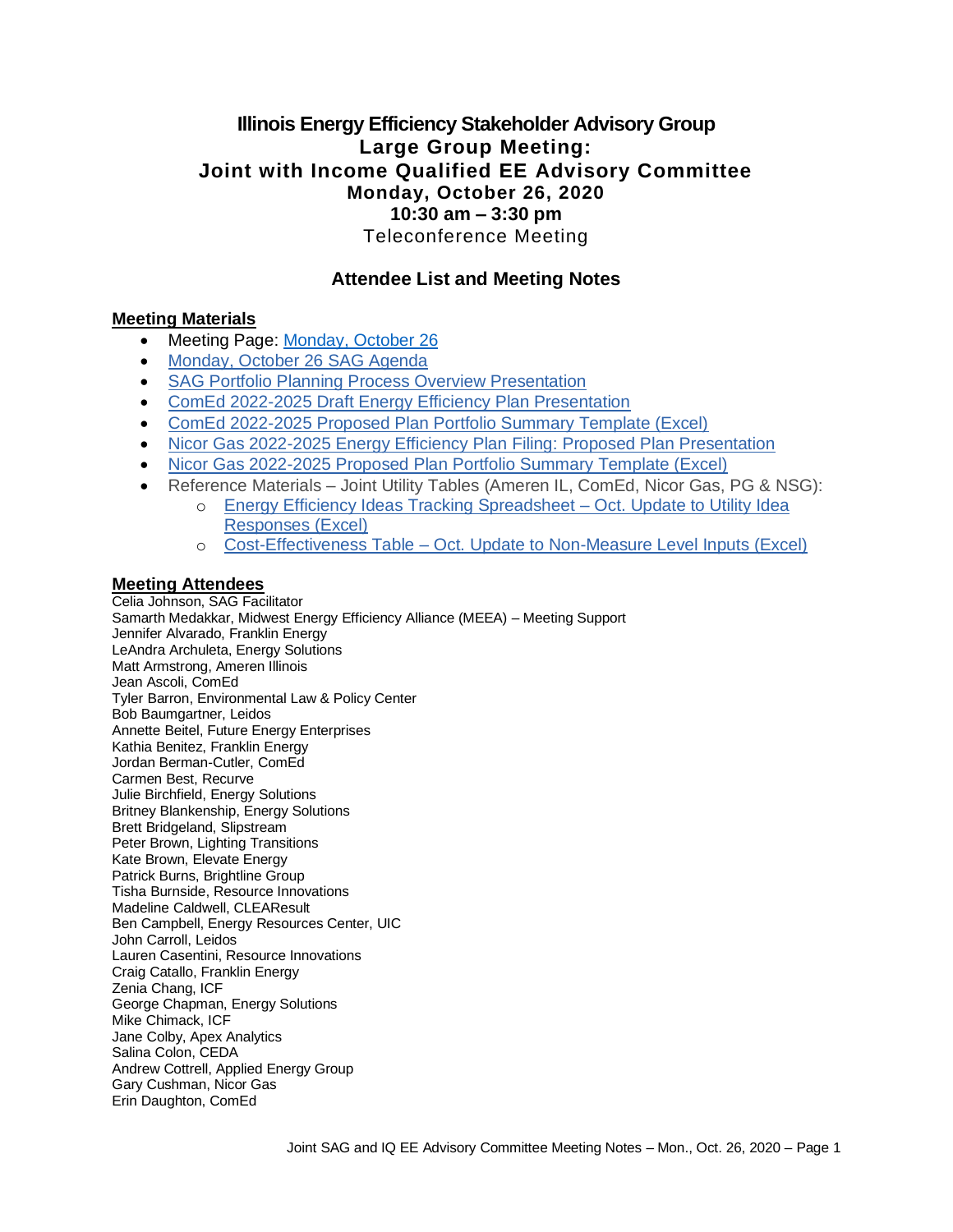# Illinois Energy Efficiency Stakeholder Advisory Group
## Large Group Meeting:
## Joint with Income Qualified EE Advisory Committee
### Monday, October 26, 2020
### 10:30 am – 3:30 pm
Teleconference Meeting

## Attendee List and Meeting Notes

### Meeting Materials

- Meeting Page: Monday, October 26
- Monday, October 26 SAG Agenda
- SAG Portfolio Planning Process Overview Presentation
- ComEd 2022-2025 Draft Energy Efficiency Plan Presentation
- ComEd 2022-2025 Proposed Plan Portfolio Summary Template (Excel)
- Nicor Gas 2022-2025 Energy Efficiency Plan Filing: Proposed Plan Presentation
- Nicor Gas 2022-2025 Proposed Plan Portfolio Summary Template (Excel)
- Reference Materials – Joint Utility Tables (Ameren IL, ComEd, Nicor Gas, PG & NSG):
  - Energy Efficiency Ideas Tracking Spreadsheet – Oct. Update to Utility Idea Responses (Excel)
  - Cost-Effectiveness Table – Oct. Update to Non-Measure Level Inputs (Excel)

### Meeting Attendees

Celia Johnson, SAG Facilitator
Samarth Medakkar, Midwest Energy Efficiency Alliance (MEEA) – Meeting Support
Jennifer Alvarado, Franklin Energy
LeAndra Archuleta, Energy Solutions
Matt Armstrong, Ameren Illinois
Jean Ascoli, ComEd
Tyler Barron, Environmental Law & Policy Center
Bob Baumgartner, Leidos
Annette Beitel, Future Energy Enterprises
Kathia Benitez, Franklin Energy
Jordan Berman-Cutler, ComEd
Carmen Best, Recurve
Julie Birchfield, Energy Solutions
Britney Blankenship, Energy Solutions
Brett Bridgeland, Slipstream
Peter Brown, Lighting Transitions
Kate Brown, Elevate Energy
Patrick Burns, Brightline Group
Tisha Burnside, Resource Innovations
Madeline Caldwell, CLEAResult
Ben Campbell, Energy Resources Center, UIC
John Carroll, Leidos
Lauren Casentini, Resource Innovations
Craig Catallo, Franklin Energy
Zenia Chang, ICF
George Chapman, Energy Solutions
Mike Chimack, ICF
Jane Colby, Apex Analytics
Salina Colon, CEDA
Andrew Cottrell, Applied Energy Group
Gary Cushman, Nicor Gas
Erin Daughton, ComEd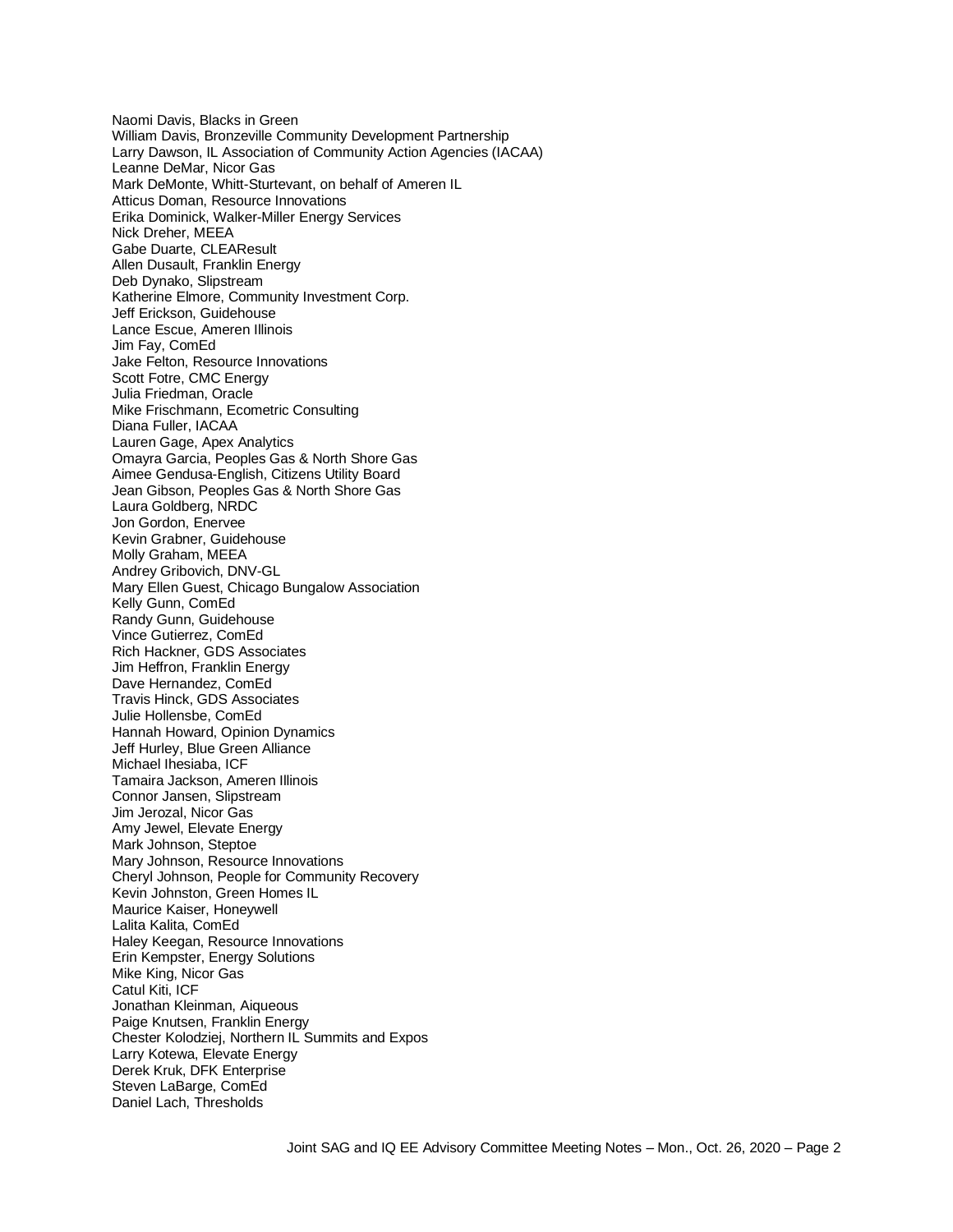Naomi Davis, Blacks in Green
William Davis, Bronzeville Community Development Partnership
Larry Dawson, IL Association of Community Action Agencies (IACAA)
Leanne DeMar, Nicor Gas
Mark DeMonte, Whitt-Sturtevant, on behalf of Ameren IL
Atticus Doman, Resource Innovations
Erika Dominick, Walker-Miller Energy Services
Nick Dreher, MEEA
Gabe Duarte, CLEAResult
Allen Dusault, Franklin Energy
Deb Dynako, Slipstream
Katherine Elmore, Community Investment Corp.
Jeff Erickson, Guidehouse
Lance Escue, Ameren Illinois
Jim Fay, ComEd
Jake Felton, Resource Innovations
Scott Fotre, CMC Energy
Julia Friedman, Oracle
Mike Frischmann, Ecometric Consulting
Diana Fuller, IACAA
Lauren Gage, Apex Analytics
Omayra Garcia, Peoples Gas & North Shore Gas
Aimee Gendusa-English, Citizens Utility Board
Jean Gibson, Peoples Gas & North Shore Gas
Laura Goldberg, NRDC
Jon Gordon, Enervee
Kevin Grabner, Guidehouse
Molly Graham, MEEA
Andrey Gribovich, DNV-GL
Mary Ellen Guest, Chicago Bungalow Association
Kelly Gunn, ComEd
Randy Gunn, Guidehouse
Vince Gutierrez, ComEd
Rich Hackner, GDS Associates
Jim Heffron, Franklin Energy
Dave Hernandez, ComEd
Travis Hinck, GDS Associates
Julie Hollensbe, ComEd
Hannah Howard, Opinion Dynamics
Jeff Hurley, Blue Green Alliance
Michael Ihesiaba, ICF
Tamaira Jackson, Ameren Illinois
Connor Jansen, Slipstream
Jim Jerozal, Nicor Gas
Amy Jewel, Elevate Energy
Mark Johnson, Steptoe
Mary Johnson, Resource Innovations
Cheryl Johnson, People for Community Recovery
Kevin Johnston, Green Homes IL
Maurice Kaiser, Honeywell
Lalita Kalita, ComEd
Haley Keegan, Resource Innovations
Erin Kempster, Energy Solutions
Mike King, Nicor Gas
Catul Kiti, ICF
Jonathan Kleinman, Aiqueous
Paige Knutsen, Franklin Energy
Chester Kolodziej, Northern IL Summits and Expos
Larry Kotewa, Elevate Energy
Derek Kruk, DFK Enterprise
Steven LaBarge, ComEd
Daniel Lach, Thresholds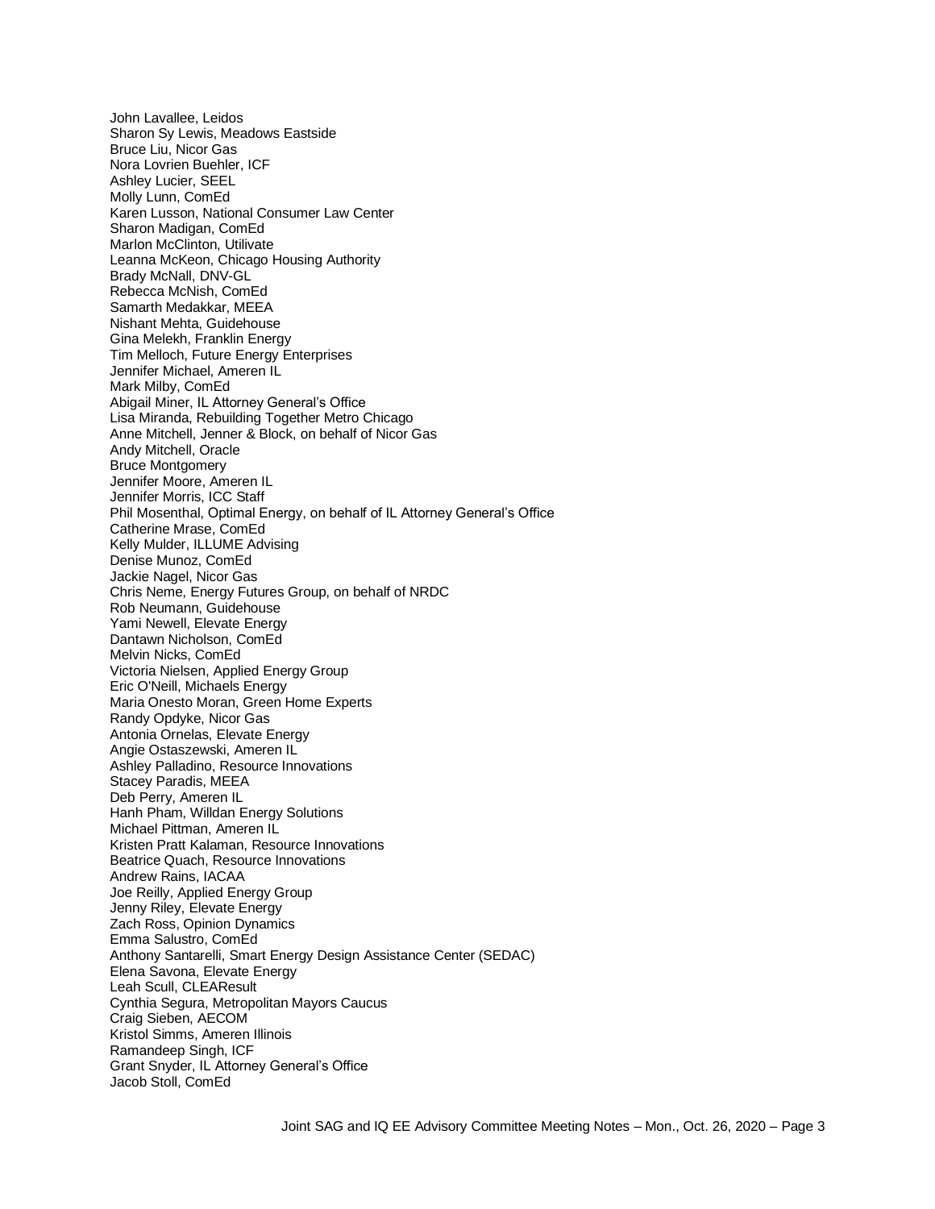John Lavallee, Leidos
Sharon Sy Lewis, Meadows Eastside
Bruce Liu, Nicor Gas
Nora Lovrien Buehler, ICF
Ashley Lucier, SEEL
Molly Lunn, ComEd
Karen Lusson, National Consumer Law Center
Sharon Madigan, ComEd
Marlon McClinton, Utilivate
Leanna McKeon, Chicago Housing Authority
Brady McNall, DNV-GL
Rebecca McNish, ComEd
Samarth Medakkar, MEEA
Nishant Mehta, Guidehouse
Gina Melekh, Franklin Energy
Tim Melloch, Future Energy Enterprises
Jennifer Michael, Ameren IL
Mark Milby, ComEd
Abigail Miner, IL Attorney General's Office
Lisa Miranda, Rebuilding Together Metro Chicago
Anne Mitchell, Jenner & Block, on behalf of Nicor Gas
Andy Mitchell, Oracle
Bruce Montgomery
Jennifer Moore, Ameren IL
Jennifer Morris, ICC Staff
Phil Mosenthal, Optimal Energy, on behalf of IL Attorney General's Office
Catherine Mrase, ComEd
Kelly Mulder, ILLUME Advising
Denise Munoz, ComEd
Jackie Nagel, Nicor Gas
Chris Neme, Energy Futures Group, on behalf of NRDC
Rob Neumann, Guidehouse
Yami Newell, Elevate Energy
Dantawn Nicholson, ComEd
Melvin Nicks, ComEd
Victoria Nielsen, Applied Energy Group
Eric O'Neill, Michaels Energy
Maria Onesto Moran, Green Home Experts
Randy Opdyke, Nicor Gas
Antonia Ornelas, Elevate Energy
Angie Ostaszewski, Ameren IL
Ashley Palladino, Resource Innovations
Stacey Paradis, MEEA
Deb Perry, Ameren IL
Hanh Pham, Willdan Energy Solutions
Michael Pittman, Ameren IL
Kristen Pratt Kalaman, Resource Innovations
Beatrice Quach, Resource Innovations
Andrew Rains, IACAA
Joe Reilly, Applied Energy Group
Jenny Riley, Elevate Energy
Zach Ross, Opinion Dynamics
Emma Salustro, ComEd
Anthony Santarelli, Smart Energy Design Assistance Center (SEDAC)
Elena Savona, Elevate Energy
Leah Scull, CLEAResult
Cynthia Segura, Metropolitan Mayors Caucus
Craig Sieben, AECOM
Kristol Simms, Ameren Illinois
Ramandeep Singh, ICF
Grant Snyder, IL Attorney General's Office
Jacob Stoll, ComEd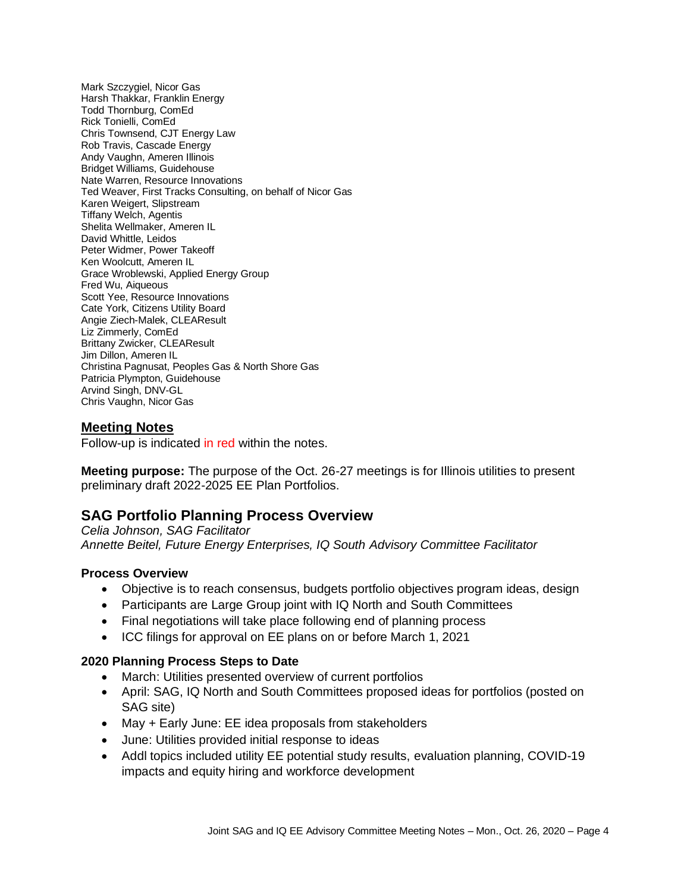Mark Szczygiel, Nicor Gas
Harsh Thakkar, Franklin Energy
Todd Thornburg, ComEd
Rick Tonielli, ComEd
Chris Townsend, CJT Energy Law
Rob Travis, Cascade Energy
Andy Vaughn, Ameren Illinois
Bridget Williams, Guidehouse
Nate Warren, Resource Innovations
Ted Weaver, First Tracks Consulting, on behalf of Nicor Gas
Karen Weigert, Slipstream
Tiffany Welch, Agentis
Shelita Wellmaker, Ameren IL
David Whittle, Leidos
Peter Widmer, Power Takeoff
Ken Woolcutt, Ameren IL
Grace Wroblewski, Applied Energy Group
Fred Wu, Aiqueous
Scott Yee, Resource Innovations
Cate York, Citizens Utility Board
Angie Ziech-Malek, CLEAResult
Liz Zimmerly, ComEd
Brittany Zwicker, CLEAResult
Jim Dillon, Ameren IL
Christina Pagnusat, Peoples Gas & North Shore Gas
Patricia Plympton, Guidehouse
Arvind Singh, DNV-GL
Chris Vaughn, Nicor Gas

## Meeting Notes

Follow-up is indicated in red within the notes.

**Meeting purpose:** The purpose of the Oct. 26-27 meetings is for Illinois utilities to present preliminary draft 2022-2025 EE Plan Portfolios.

## SAG Portfolio Planning Process Overview

*Celia Johnson, SAG Facilitator*
*Annette Beitel, Future Energy Enterprises, IQ South Advisory Committee Facilitator*

### Process Overview

- Objective is to reach consensus, budgets portfolio objectives program ideas, design
- Participants are Large Group joint with IQ North and South Committees
- Final negotiations will take place following end of planning process
- ICC filings for approval on EE plans on or before March 1, 2021

### 2020 Planning Process Steps to Date

- March: Utilities presented overview of current portfolios
- April: SAG, IQ North and South Committees proposed ideas for portfolios (posted on SAG site)
- May + Early June: EE idea proposals from stakeholders
- June: Utilities provided initial response to ideas
- Addl topics included utility EE potential study results, evaluation planning, COVID-19 impacts and equity hiring and workforce development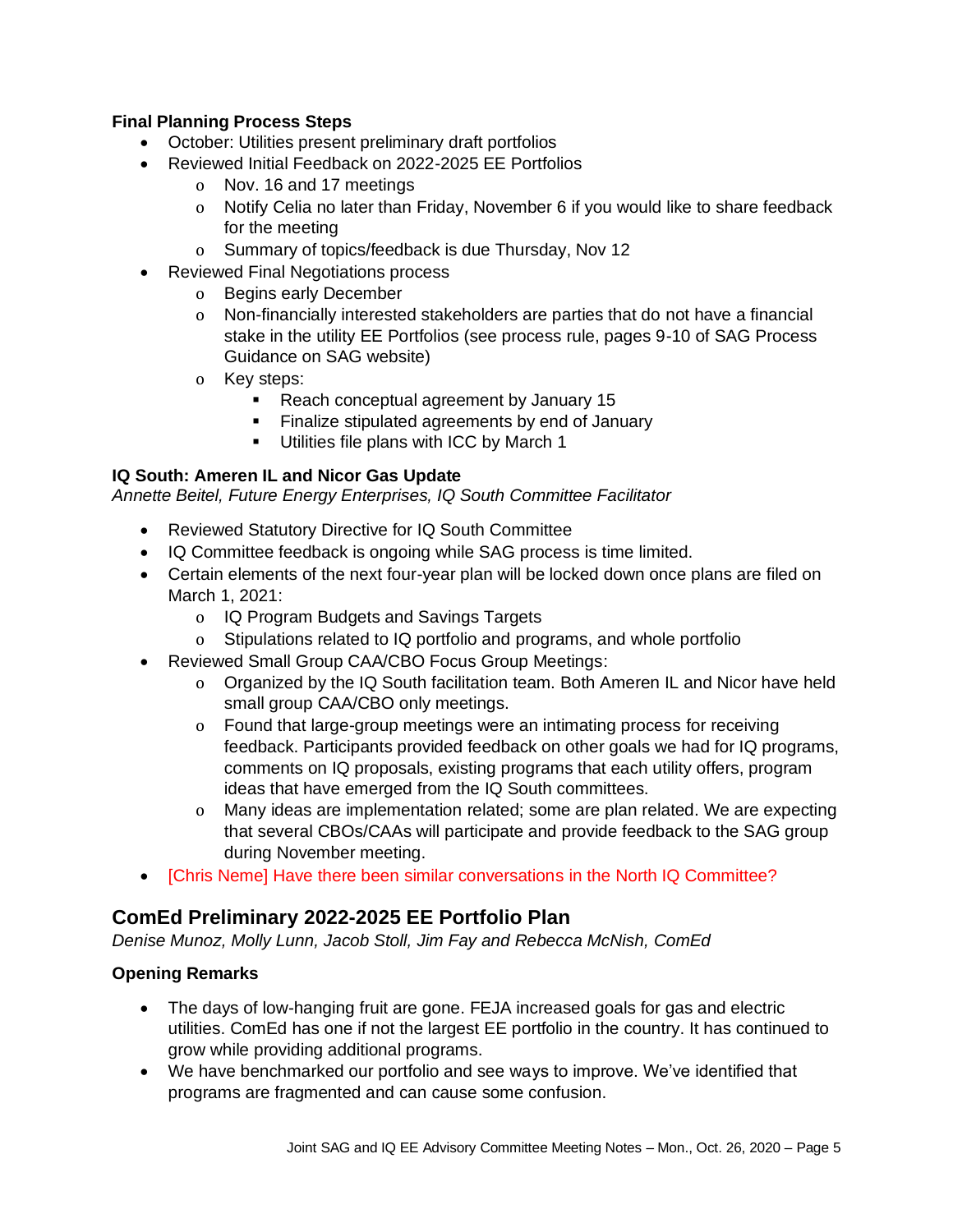**Final Planning Process Steps**

- October: Utilities present preliminary draft portfolios
- Reviewed Initial Feedback on 2022-2025 EE Portfolios
  - Nov. 16 and 17 meetings
  - Notify Celia no later than Friday, November 6 if you would like to share feedback for the meeting
  - Summary of topics/feedback is due Thursday, Nov 12
- Reviewed Final Negotiations process
  - Begins early December
  - Non-financially interested stakeholders are parties that do not have a financial stake in the utility EE Portfolios (see process rule, pages 9-10 of SAG Process Guidance on SAG website)
  - Key steps:
    - Reach conceptual agreement by January 15
    - Finalize stipulated agreements by end of January
    - Utilities file plans with ICC by March 1

**IQ South: Ameren IL and Nicor Gas Update**

*Annette Beitel, Future Energy Enterprises, IQ South Committee Facilitator*

- Reviewed Statutory Directive for IQ South Committee
- IQ Committee feedback is ongoing while SAG process is time limited.
- Certain elements of the next four-year plan will be locked down once plans are filed on March 1, 2021:
  - IQ Program Budgets and Savings Targets
  - Stipulations related to IQ portfolio and programs, and whole portfolio
- Reviewed Small Group CAA/CBO Focus Group Meetings:
  - Organized by the IQ South facilitation team. Both Ameren IL and Nicor have held small group CAA/CBO only meetings.
  - Found that large-group meetings were an intimating process for receiving feedback. Participants provided feedback on other goals we had for IQ programs, comments on IQ proposals, existing programs that each utility offers, program ideas that have emerged from the IQ South committees.
  - Many ideas are implementation related; some are plan related. We are expecting that several CBOs/CAAs will participate and provide feedback to the SAG group during November meeting.
- [Chris Neme] Have there been similar conversations in the North IQ Committee?

## ComEd Preliminary 2022-2025 EE Portfolio Plan

*Denise Munoz, Molly Lunn, Jacob Stoll, Jim Fay and Rebecca McNish, ComEd*

**Opening Remarks**

- The days of low-hanging fruit are gone. FEJA increased goals for gas and electric utilities. ComEd has one if not the largest EE portfolio in the country. It has continued to grow while providing additional programs.
- We have benchmarked our portfolio and see ways to improve. We've identified that programs are fragmented and can cause some confusion.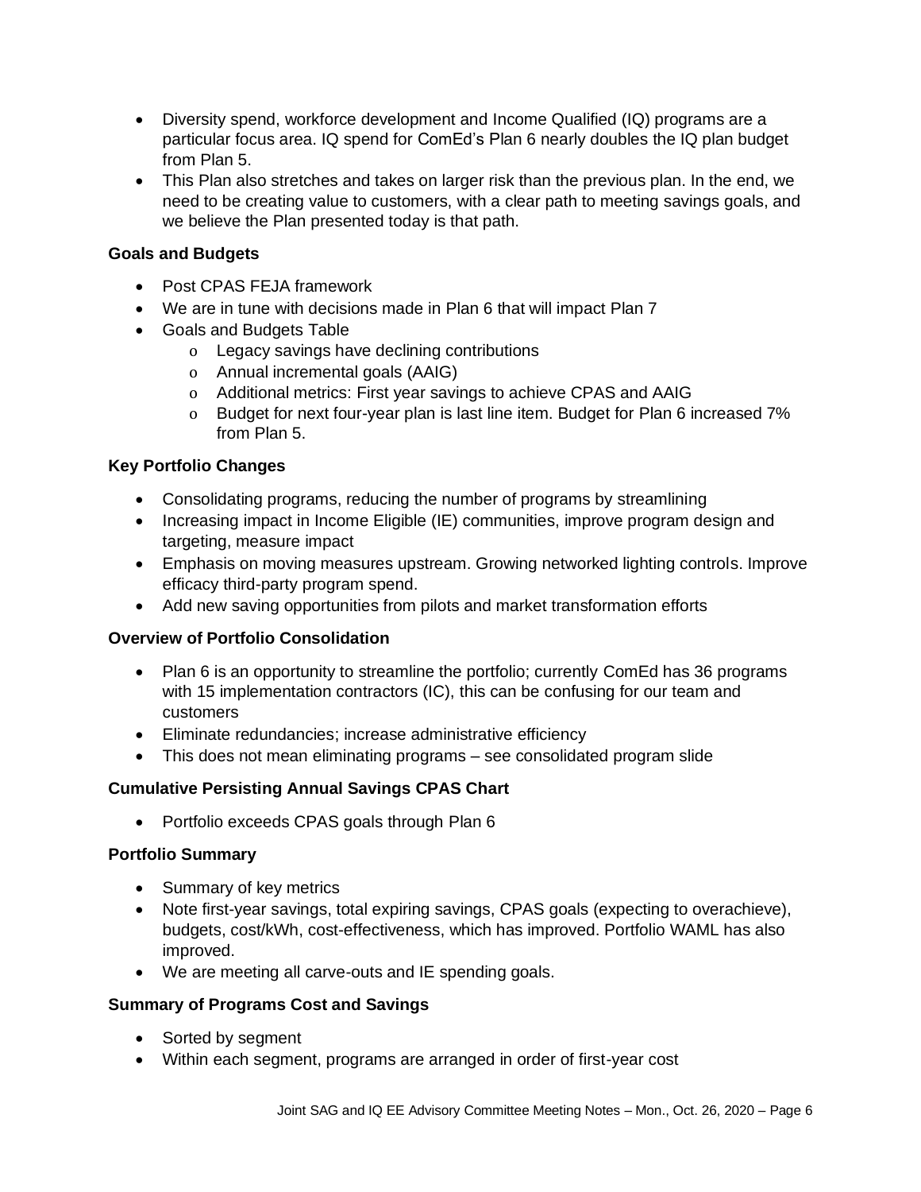- Diversity spend, workforce development and Income Qualified (IQ) programs are a particular focus area. IQ spend for ComEd's Plan 6 nearly doubles the IQ plan budget from Plan 5.
- This Plan also stretches and takes on larger risk than the previous plan. In the end, we need to be creating value to customers, with a clear path to meeting savings goals, and we believe the Plan presented today is that path.

**Goals and Budgets**

- Post CPAS FEJA framework
- We are in tune with decisions made in Plan 6 that will impact Plan 7
- Goals and Budgets Table
    - Legacy savings have declining contributions
    - Annual incremental goals (AAIG)
    - Additional metrics: First year savings to achieve CPAS and AAIG
    - Budget for next four-year plan is last line item. Budget for Plan 6 increased 7% from Plan 5.

**Key Portfolio Changes**

- Consolidating programs, reducing the number of programs by streamlining
- Increasing impact in Income Eligible (IE) communities, improve program design and targeting, measure impact
- Emphasis on moving measures upstream. Growing networked lighting controls. Improve efficacy third-party program spend.
- Add new saving opportunities from pilots and market transformation efforts

**Overview of Portfolio Consolidation**

- Plan 6 is an opportunity to streamline the portfolio; currently ComEd has 36 programs with 15 implementation contractors (IC), this can be confusing for our team and customers
- Eliminate redundancies; increase administrative efficiency
- This does not mean eliminating programs – see consolidated program slide

**Cumulative Persisting Annual Savings CPAS Chart**

- Portfolio exceeds CPAS goals through Plan 6

**Portfolio Summary**

- Summary of key metrics
- Note first-year savings, total expiring savings, CPAS goals (expecting to overachieve), budgets, cost/kWh, cost-effectiveness, which has improved. Portfolio WAML has also improved.
- We are meeting all carve-outs and IE spending goals.

**Summary of Programs Cost and Savings**

- Sorted by segment
- Within each segment, programs are arranged in order of first-year cost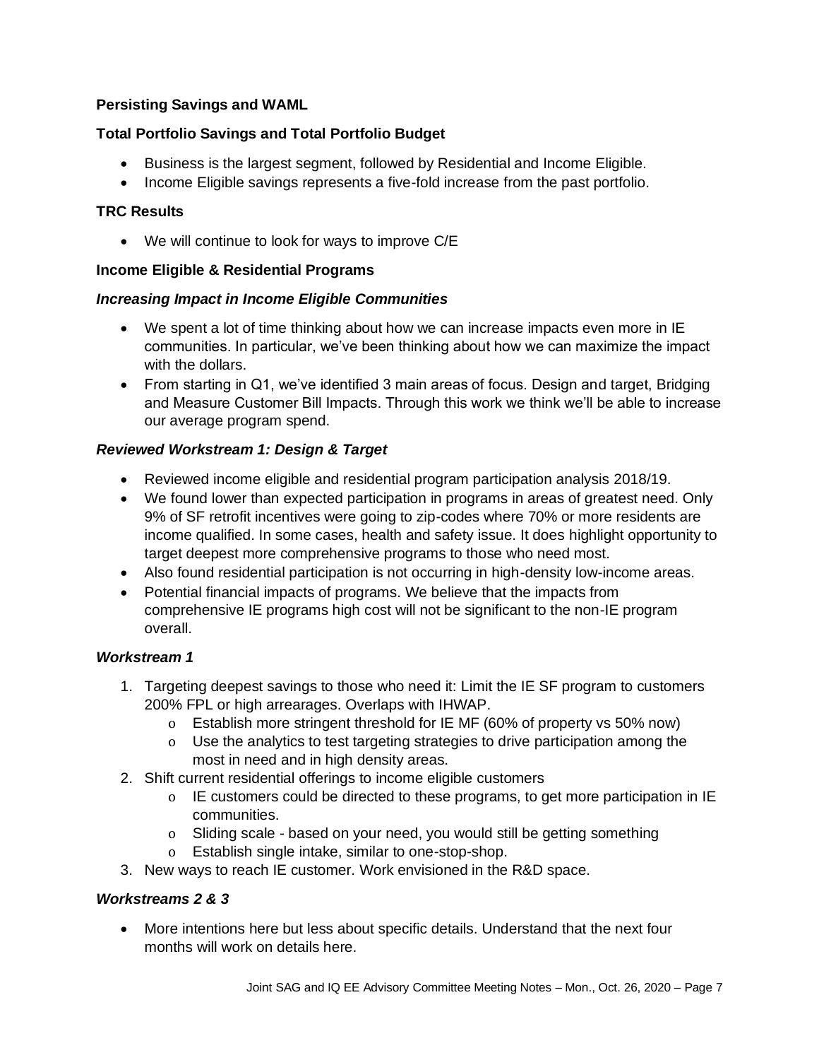**Persisting Savings and WAML**

**Total Portfolio Savings and Total Portfolio Budget**

- Business is the largest segment, followed by Residential and Income Eligible.
- Income Eligible savings represents a five-fold increase from the past portfolio.

**TRC Results**

- We will continue to look for ways to improve C/E

**Income Eligible & Residential Programs**

***Increasing Impact in Income Eligible Communities***

- We spent a lot of time thinking about how we can increase impacts even more in IE communities. In particular, we've been thinking about how we can maximize the impact with the dollars.
- From starting in Q1, we've identified 3 main areas of focus. Design and target, Bridging and Measure Customer Bill Impacts. Through this work we think we'll be able to increase our average program spend.

***Reviewed Workstream 1: Design & Target***

- Reviewed income eligible and residential program participation analysis 2018/19.
- We found lower than expected participation in programs in areas of greatest need. Only 9% of SF retrofit incentives were going to zip-codes where 70% or more residents are income qualified. In some cases, health and safety issue. It does highlight opportunity to target deepest more comprehensive programs to those who need most.
- Also found residential participation is not occurring in high-density low-income areas.
- Potential financial impacts of programs. We believe that the impacts from comprehensive IE programs high cost will not be significant to the non-IE program overall.

***Workstream 1***

1. Targeting deepest savings to those who need it: Limit the IE SF program to customers 200% FPL or high arrearages. Overlaps with IHWAP.
   - Establish more stringent threshold for IE MF (60% of property vs 50% now)
   - Use the analytics to test targeting strategies to drive participation among the most in need and in high density areas.
2. Shift current residential offerings to income eligible customers
   - IE customers could be directed to these programs, to get more participation in IE communities.
   - Sliding scale - based on your need, you would still be getting something
   - Establish single intake, similar to one-stop-shop.
3. New ways to reach IE customer. Work envisioned in the R&D space.

***Workstreams 2 & 3***

- More intentions here but less about specific details. Understand that the next four months will work on details here.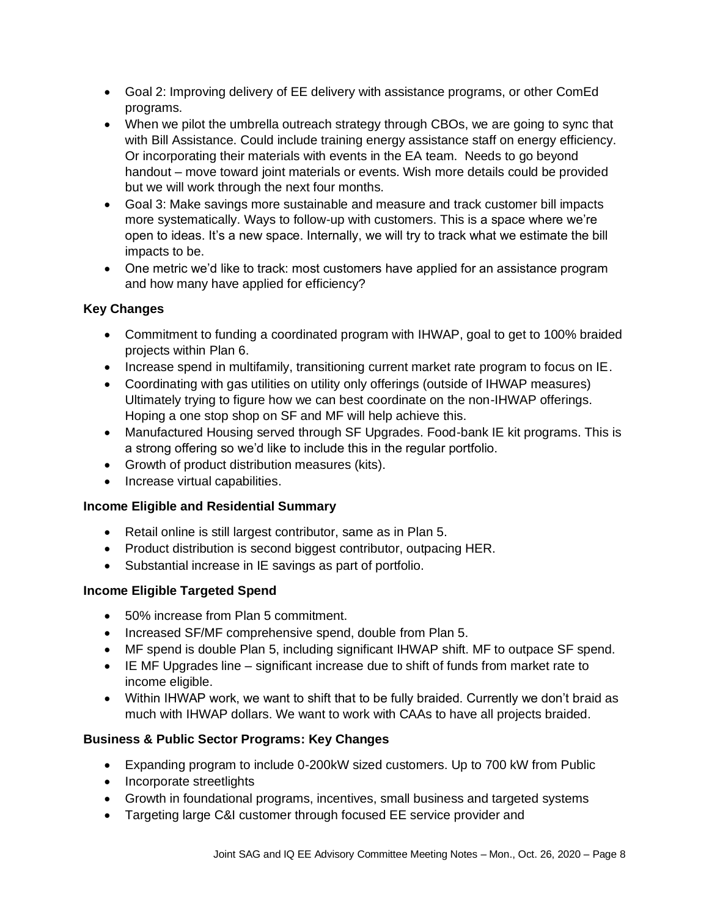- Goal 2: Improving delivery of EE delivery with assistance programs, or other ComEd programs.
- When we pilot the umbrella outreach strategy through CBOs, we are going to sync that with Bill Assistance. Could include training energy assistance staff on energy efficiency. Or incorporating their materials with events in the EA team. Needs to go beyond handout – move toward joint materials or events. Wish more details could be provided but we will work through the next four months.
- Goal 3: Make savings more sustainable and measure and track customer bill impacts more systematically. Ways to follow-up with customers. This is a space where we're open to ideas. It's a new space. Internally, we will try to track what we estimate the bill impacts to be.
- One metric we'd like to track: most customers have applied for an assistance program and how many have applied for efficiency?

**Key Changes**

- Commitment to funding a coordinated program with IHWAP, goal to get to 100% braided projects within Plan 6.
- Increase spend in multifamily, transitioning current market rate program to focus on IE.
- Coordinating with gas utilities on utility only offerings (outside of IHWAP measures) Ultimately trying to figure how we can best coordinate on the non-IHWAP offerings. Hoping a one stop shop on SF and MF will help achieve this.
- Manufactured Housing served through SF Upgrades. Food-bank IE kit programs. This is a strong offering so we'd like to include this in the regular portfolio.
- Growth of product distribution measures (kits).
- Increase virtual capabilities.

**Income Eligible and Residential Summary**

- Retail online is still largest contributor, same as in Plan 5.
- Product distribution is second biggest contributor, outpacing HER.
- Substantial increase in IE savings as part of portfolio.

**Income Eligible Targeted Spend**

- 50% increase from Plan 5 commitment.
- Increased SF/MF comprehensive spend, double from Plan 5.
- MF spend is double Plan 5, including significant IHWAP shift. MF to outpace SF spend.
- IE MF Upgrades line – significant increase due to shift of funds from market rate to income eligible.
- Within IHWAP work, we want to shift that to be fully braided. Currently we don't braid as much with IHWAP dollars. We want to work with CAAs to have all projects braided.

**Business & Public Sector Programs: Key Changes**

- Expanding program to include 0-200kW sized customers. Up to 700 kW from Public
- Incorporate streetlights
- Growth in foundational programs, incentives, small business and targeted systems
- Targeting large C&I customer through focused EE service provider and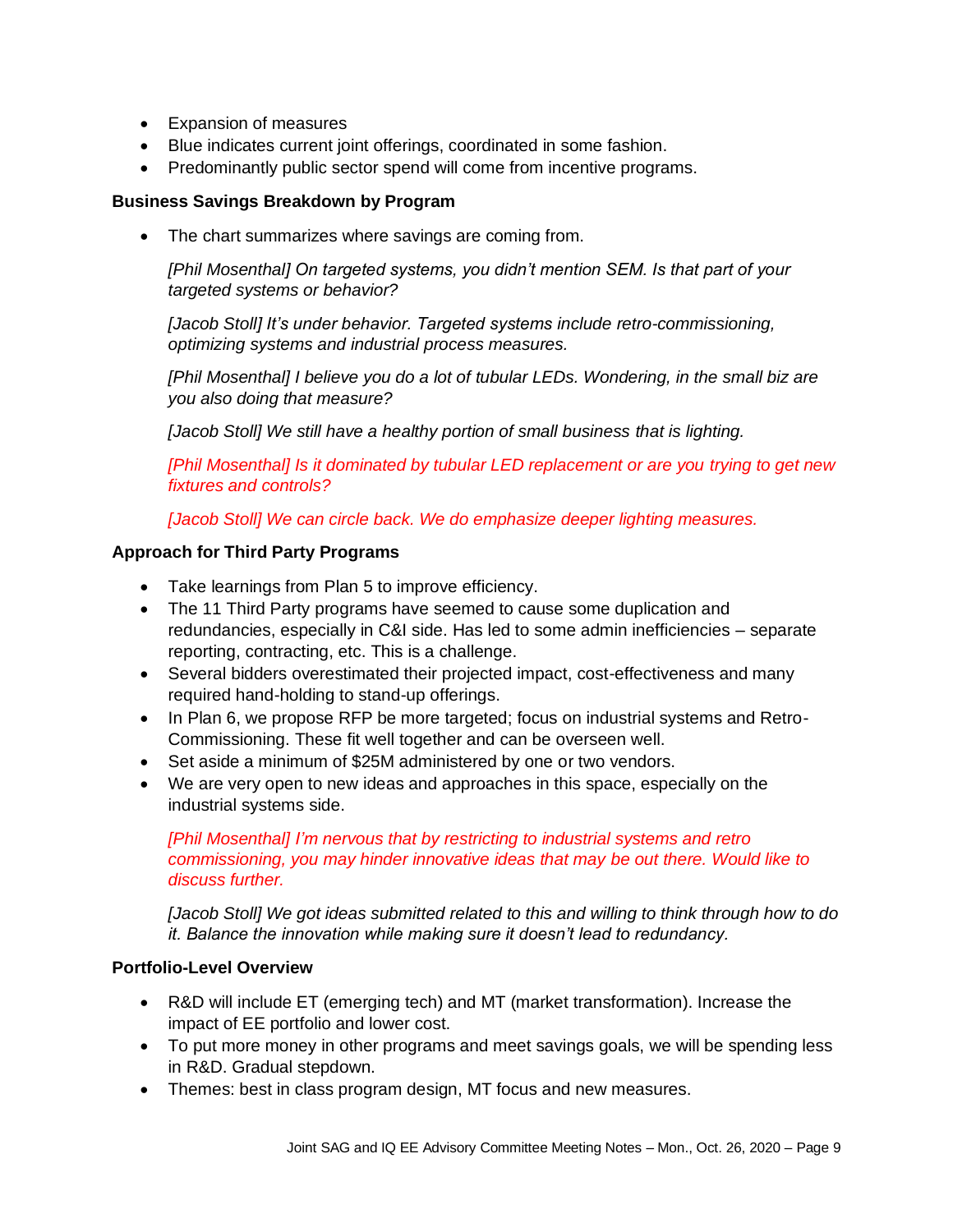- Expansion of measures
- Blue indicates current joint offerings, coordinated in some fashion.
- Predominantly public sector spend will come from incentive programs.

**Business Savings Breakdown by Program**

- The chart summarizes where savings are coming from.

  *[Phil Mosenthal] On targeted systems, you didn't mention SEM. Is that part of your targeted systems or behavior?*

  *[Jacob Stoll] It's under behavior. Targeted systems include retro-commissioning, optimizing systems and industrial process measures.*

  *[Phil Mosenthal] I believe you do a lot of tubular LEDs. Wondering, in the small biz are you also doing that measure?*

  *[Jacob Stoll] We still have a healthy portion of small business that is lighting.*

  *[Phil Mosenthal] Is it dominated by tubular LED replacement or are you trying to get new fixtures and controls?*

  *[Jacob Stoll] We can circle back. We do emphasize deeper lighting measures.*

**Approach for Third Party Programs**

- Take learnings from Plan 5 to improve efficiency.
- The 11 Third Party programs have seemed to cause some duplication and redundancies, especially in C&I side. Has led to some admin inefficiencies – separate reporting, contracting, etc. This is a challenge.
- Several bidders overestimated their projected impact, cost-effectiveness and many required hand-holding to stand-up offerings.
- In Plan 6, we propose RFP be more targeted; focus on industrial systems and Retro-Commissioning. These fit well together and can be overseen well.
- Set aside a minimum of $25M administered by one or two vendors.
- We are very open to new ideas and approaches in this space, especially on the industrial systems side.

  *[Phil Mosenthal] I'm nervous that by restricting to industrial systems and retro commissioning, you may hinder innovative ideas that may be out there. Would like to discuss further.*

  *[Jacob Stoll] We got ideas submitted related to this and willing to think through how to do it. Balance the innovation while making sure it doesn't lead to redundancy.*

**Portfolio-Level Overview**

- R&D will include ET (emerging tech) and MT (market transformation). Increase the impact of EE portfolio and lower cost.
- To put more money in other programs and meet savings goals, we will be spending less in R&D. Gradual stepdown.
- Themes: best in class program design, MT focus and new measures.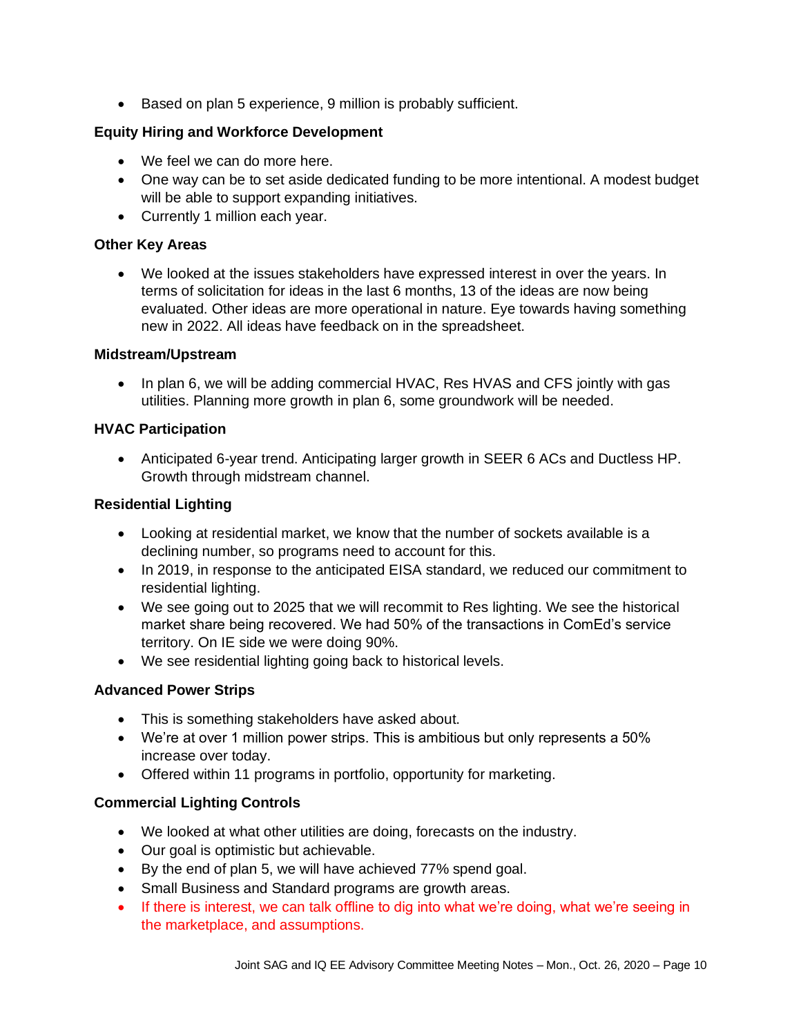- Based on plan 5 experience, 9 million is probably sufficient.

**Equity Hiring and Workforce Development**

- We feel we can do more here.
- One way can be to set aside dedicated funding to be more intentional. A modest budget will be able to support expanding initiatives.
- Currently 1 million each year.

**Other Key Areas**

- We looked at the issues stakeholders have expressed interest in over the years. In terms of solicitation for ideas in the last 6 months, 13 of the ideas are now being evaluated. Other ideas are more operational in nature. Eye towards having something new in 2022. All ideas have feedback on in the spreadsheet.

**Midstream/Upstream**

- In plan 6, we will be adding commercial HVAC, Res HVAS and CFS jointly with gas utilities. Planning more growth in plan 6, some groundwork will be needed.

**HVAC Participation**

- Anticipated 6-year trend. Anticipating larger growth in SEER 6 ACs and Ductless HP. Growth through midstream channel.

**Residential Lighting**

- Looking at residential market, we know that the number of sockets available is a declining number, so programs need to account for this.
- In 2019, in response to the anticipated EISA standard, we reduced our commitment to residential lighting.
- We see going out to 2025 that we will recommit to Res lighting. We see the historical market share being recovered. We had 50% of the transactions in ComEd's service territory. On IE side we were doing 90%.
- We see residential lighting going back to historical levels.

**Advanced Power Strips**

- This is something stakeholders have asked about.
- We're at over 1 million power strips. This is ambitious but only represents a 50% increase over today.
- Offered within 11 programs in portfolio, opportunity for marketing.

**Commercial Lighting Controls**

- We looked at what other utilities are doing, forecasts on the industry.
- Our goal is optimistic but achievable.
- By the end of plan 5, we will have achieved 77% spend goal.
- Small Business and Standard programs are growth areas.
- If there is interest, we can talk offline to dig into what we're doing, what we're seeing in the marketplace, and assumptions.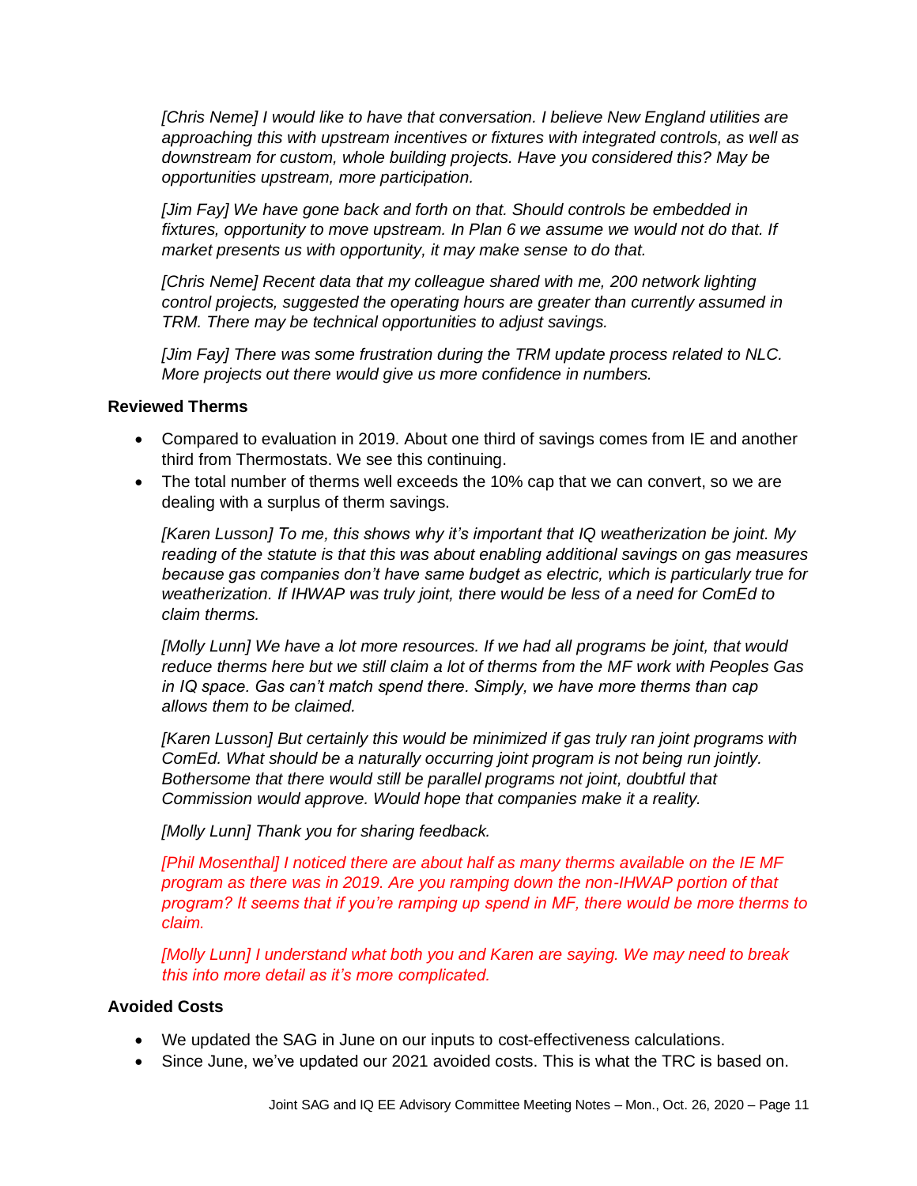*[Chris Neme] I would like to have that conversation. I believe New England utilities are approaching this with upstream incentives or fixtures with integrated controls, as well as downstream for custom, whole building projects. Have you considered this? May be opportunities upstream, more participation.*

*[Jim Fay] We have gone back and forth on that. Should controls be embedded in fixtures, opportunity to move upstream. In Plan 6 we assume we would not do that. If market presents us with opportunity, it may make sense to do that.*

*[Chris Neme] Recent data that my colleague shared with me, 200 network lighting control projects, suggested the operating hours are greater than currently assumed in TRM. There may be technical opportunities to adjust savings.*

*[Jim Fay] There was some frustration during the TRM update process related to NLC. More projects out there would give us more confidence in numbers.*

**Reviewed Therms**

- Compared to evaluation in 2019. About one third of savings comes from IE and another third from Thermostats. We see this continuing.
- The total number of therms well exceeds the 10% cap that we can convert, so we are dealing with a surplus of therm savings.

*[Karen Lusson] To me, this shows why it's important that IQ weatherization be joint. My reading of the statute is that this was about enabling additional savings on gas measures because gas companies don't have same budget as electric, which is particularly true for weatherization. If IHWAP was truly joint, there would be less of a need for ComEd to claim therms.*

*[Molly Lunn] We have a lot more resources. If we had all programs be joint, that would reduce therms here but we still claim a lot of therms from the MF work with Peoples Gas in IQ space. Gas can't match spend there. Simply, we have more therms than cap allows them to be claimed.*

*[Karen Lusson] But certainly this would be minimized if gas truly ran joint programs with ComEd. What should be a naturally occurring joint program is not being run jointly. Bothersome that there would still be parallel programs not joint, doubtful that Commission would approve. Would hope that companies make it a reality.*

*[Molly Lunn] Thank you for sharing feedback.*

*[Phil Mosenthal] I noticed there are about half as many therms available on the IE MF program as there was in 2019. Are you ramping down the non-IHWAP portion of that program? It seems that if you're ramping up spend in MF, there would be more therms to claim.*

*[Molly Lunn] I understand what both you and Karen are saying. We may need to break this into more detail as it's more complicated.*

**Avoided Costs**

- We updated the SAG in June on our inputs to cost-effectiveness calculations.
- Since June, we've updated our 2021 avoided costs. This is what the TRC is based on.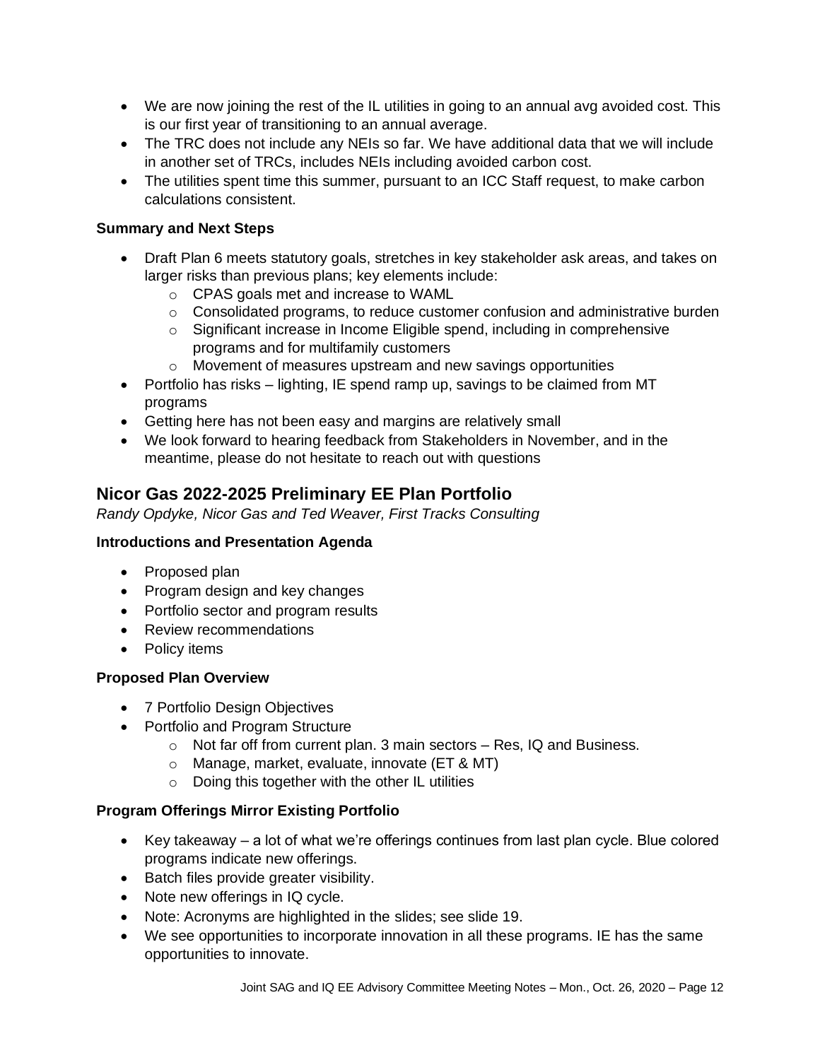- We are now joining the rest of the IL utilities in going to an annual avg avoided cost. This is our first year of transitioning to an annual average.
- The TRC does not include any NEIs so far. We have additional data that we will include in another set of TRCs, includes NEIs including avoided carbon cost.
- The utilities spent time this summer, pursuant to an ICC Staff request, to make carbon calculations consistent.

**Summary and Next Steps**

- Draft Plan 6 meets statutory goals, stretches in key stakeholder ask areas, and takes on larger risks than previous plans; key elements include:
    - CPAS goals met and increase to WAML
    - Consolidated programs, to reduce customer confusion and administrative burden
    - Significant increase in Income Eligible spend, including in comprehensive programs and for multifamily customers
    - Movement of measures upstream and new savings opportunities
- Portfolio has risks – lighting, IE spend ramp up, savings to be claimed from MT programs
- Getting here has not been easy and margins are relatively small
- We look forward to hearing feedback from Stakeholders in November, and in the meantime, please do not hesitate to reach out with questions

## Nicor Gas 2022-2025 Preliminary EE Plan Portfolio

*Randy Opdyke, Nicor Gas and Ted Weaver, First Tracks Consulting*

**Introductions and Presentation Agenda**

- Proposed plan
- Program design and key changes
- Portfolio sector and program results
- Review recommendations
- Policy items

**Proposed Plan Overview**

- 7 Portfolio Design Objectives
- Portfolio and Program Structure
    - Not far off from current plan. 3 main sectors – Res, IQ and Business.
    - Manage, market, evaluate, innovate (ET & MT)
    - Doing this together with the other IL utilities

**Program Offerings Mirror Existing Portfolio**

- Key takeaway – a lot of what we're offerings continues from last plan cycle. Blue colored programs indicate new offerings.
- Batch files provide greater visibility.
- Note new offerings in IQ cycle.
- Note: Acronyms are highlighted in the slides; see slide 19.
- We see opportunities to incorporate innovation in all these programs. IE has the same opportunities to innovate.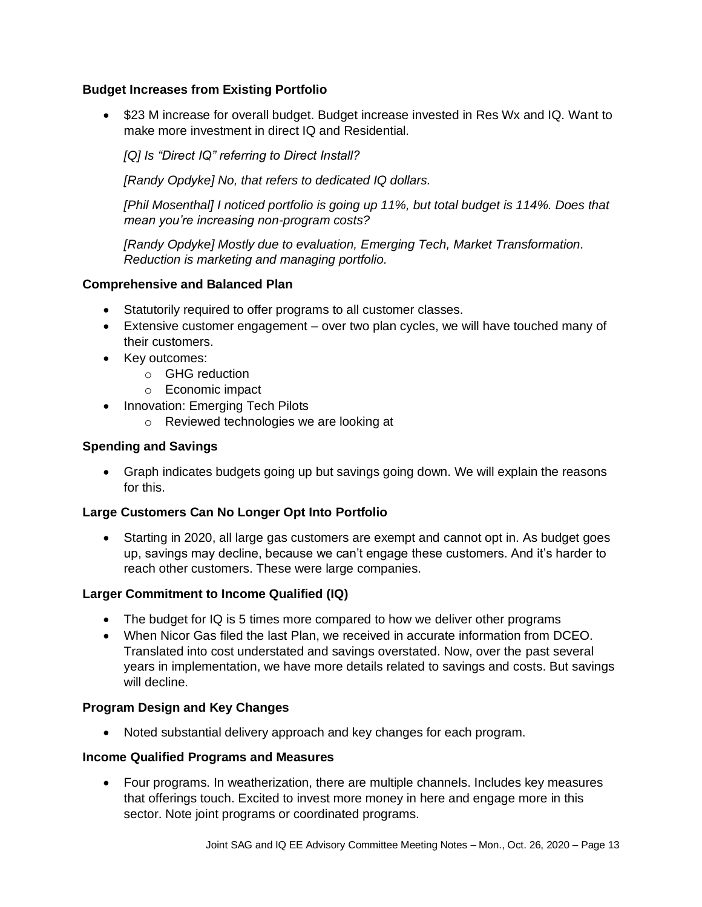**Budget Increases from Existing Portfolio**

- $23 M increase for overall budget. Budget increase invested in Res Wx and IQ. Want to make more investment in direct IQ and Residential.

  *[Q] Is "Direct IQ" referring to Direct Install?*

  *[Randy Opdyke] No, that refers to dedicated IQ dollars.*

  *[Phil Mosenthal] I noticed portfolio is going up 11%, but total budget is 114%. Does that mean you're increasing non-program costs?*

  *[Randy Opdyke] Mostly due to evaluation, Emerging Tech, Market Transformation. Reduction is marketing and managing portfolio.*

**Comprehensive and Balanced Plan**

- Statutorily required to offer programs to all customer classes.
- Extensive customer engagement – over two plan cycles, we will have touched many of their customers.
- Key outcomes:
  - GHG reduction
  - Economic impact
- Innovation: Emerging Tech Pilots
  - Reviewed technologies we are looking at

**Spending and Savings**

- Graph indicates budgets going up but savings going down. We will explain the reasons for this.

**Large Customers Can No Longer Opt Into Portfolio**

- Starting in 2020, all large gas customers are exempt and cannot opt in. As budget goes up, savings may decline, because we can't engage these customers. And it's harder to reach other customers. These were large companies.

**Larger Commitment to Income Qualified (IQ)**

- The budget for IQ is 5 times more compared to how we deliver other programs
- When Nicor Gas filed the last Plan, we received in accurate information from DCEO. Translated into cost understated and savings overstated. Now, over the past several years in implementation, we have more details related to savings and costs. But savings will decline.

**Program Design and Key Changes**

- Noted substantial delivery approach and key changes for each program.

**Income Qualified Programs and Measures**

- Four programs. In weatherization, there are multiple channels. Includes key measures that offerings touch. Excited to invest more money in here and engage more in this sector. Note joint programs or coordinated programs.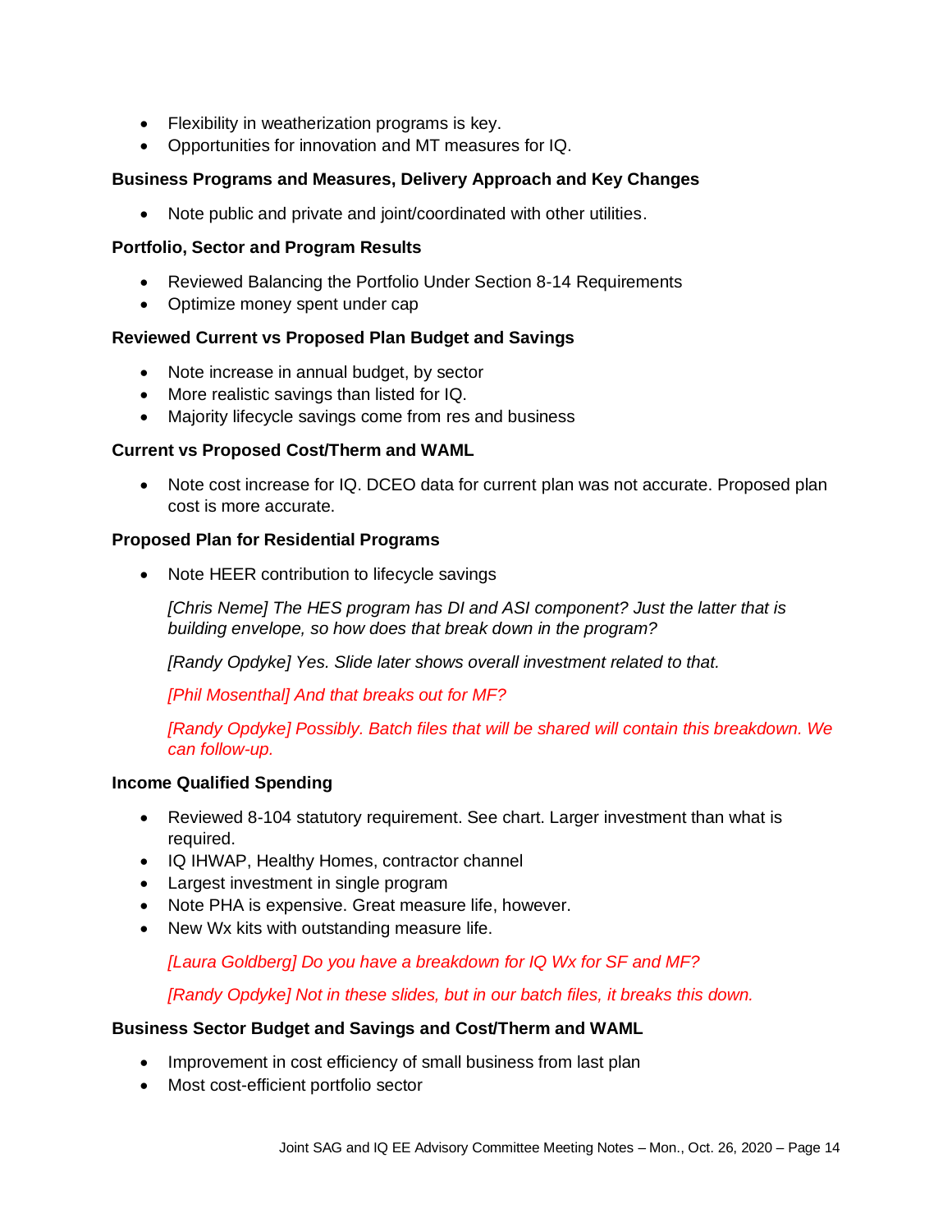- Flexibility in weatherization programs is key.
- Opportunities for innovation and MT measures for IQ.

**Business Programs and Measures, Delivery Approach and Key Changes**

- Note public and private and joint/coordinated with other utilities.

**Portfolio, Sector and Program Results**

- Reviewed Balancing the Portfolio Under Section 8-14 Requirements
- Optimize money spent under cap

**Reviewed Current vs Proposed Plan Budget and Savings**

- Note increase in annual budget, by sector
- More realistic savings than listed for IQ.
- Majority lifecycle savings come from res and business

**Current vs Proposed Cost/Therm and WAML**

- Note cost increase for IQ. DCEO data for current plan was not accurate. Proposed plan cost is more accurate.

**Proposed Plan for Residential Programs**

- Note HEER contribution to lifecycle savings

  *[Chris Neme] The HES program has DI and ASI component? Just the latter that is building envelope, so how does that break down in the program?*

  *[Randy Opdyke] Yes. Slide later shows overall investment related to that.*

  *[Phil Mosenthal] And that breaks out for MF?*

  *[Randy Opdyke] Possibly. Batch files that will be shared will contain this breakdown. We can follow-up.*

**Income Qualified Spending**

- Reviewed 8-104 statutory requirement. See chart. Larger investment than what is required.
- IQ IHWAP, Healthy Homes, contractor channel
- Largest investment in single program
- Note PHA is expensive. Great measure life, however.
- New Wx kits with outstanding measure life.

  *[Laura Goldberg] Do you have a breakdown for IQ Wx for SF and MF?*

  *[Randy Opdyke] Not in these slides, but in our batch files, it breaks this down.*

**Business Sector Budget and Savings and Cost/Therm and WAML**

- Improvement in cost efficiency of small business from last plan
- Most cost-efficient portfolio sector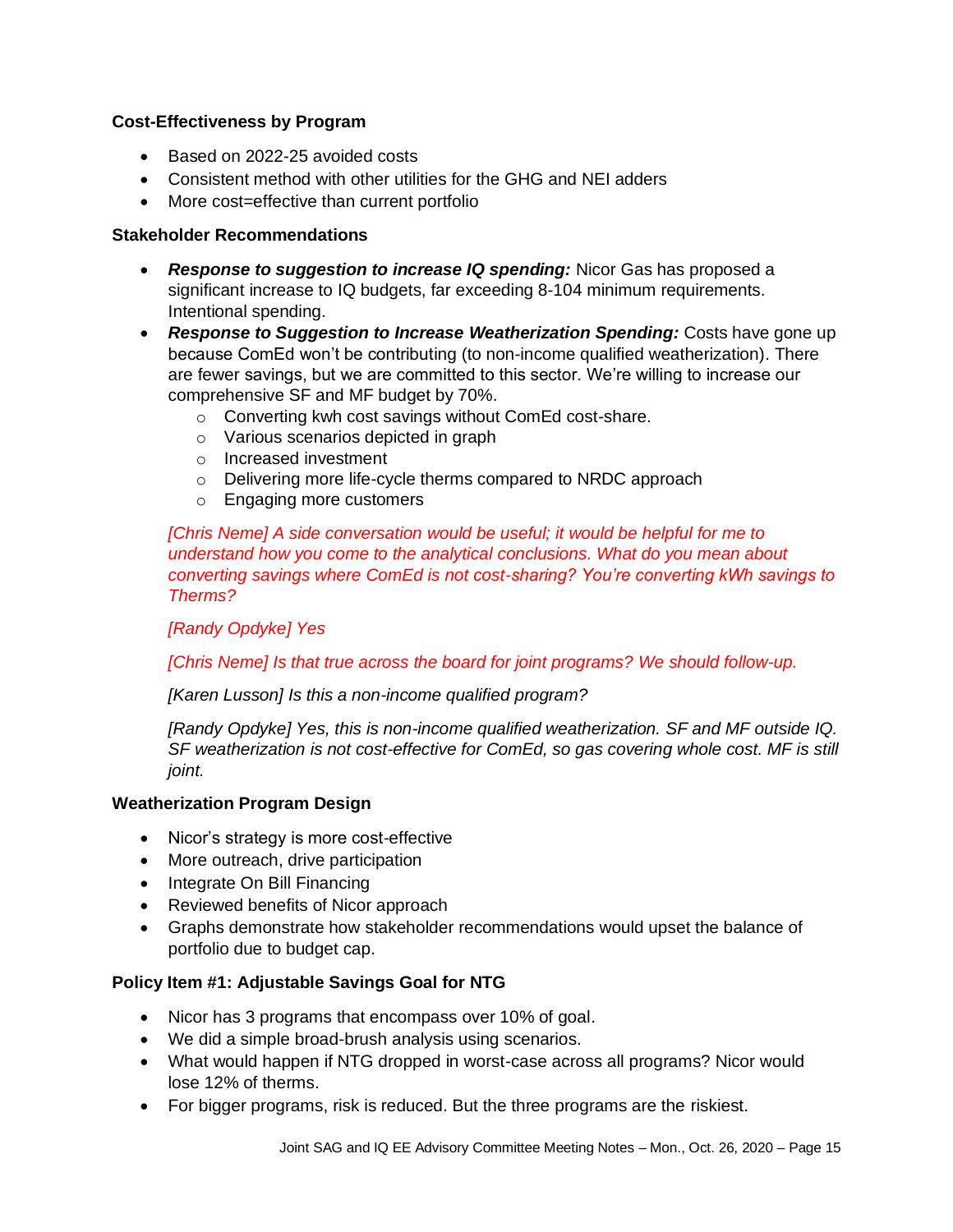**Cost-Effectiveness by Program**

- Based on 2022-25 avoided costs
- Consistent method with other utilities for the GHG and NEI adders
- More cost=effective than current portfolio

**Stakeholder Recommendations**

- ***Response to suggestion to increase IQ spending:*** Nicor Gas has proposed a significant increase to IQ budgets, far exceeding 8-104 minimum requirements. Intentional spending.
- ***Response to Suggestion to Increase Weatherization Spending:*** Costs have gone up because ComEd won't be contributing (to non-income qualified weatherization). There are fewer savings, but we are committed to this sector. We're willing to increase our comprehensive SF and MF budget by 70%.
    - Converting kwh cost savings without ComEd cost-share.
    - Various scenarios depicted in graph
    - Increased investment
    - Delivering more life-cycle therms compared to NRDC approach
    - Engaging more customers

  *[Chris Neme] A side conversation would be useful; it would be helpful for me to understand how you come to the analytical conclusions. What do you mean about converting savings where ComEd is not cost-sharing? You're converting kWh savings to Therms?*

  *[Randy Opdyke] Yes*

  *[Chris Neme] Is that true across the board for joint programs? We should follow-up.*

  *[Karen Lusson] Is this a non-income qualified program?*

  *[Randy Opdyke] Yes, this is non-income qualified weatherization. SF and MF outside IQ. SF weatherization is not cost-effective for ComEd, so gas covering whole cost. MF is still joint.*

**Weatherization Program Design**

- Nicor's strategy is more cost-effective
- More outreach, drive participation
- Integrate On Bill Financing
- Reviewed benefits of Nicor approach
- Graphs demonstrate how stakeholder recommendations would upset the balance of portfolio due to budget cap.

**Policy Item #1: Adjustable Savings Goal for NTG**

- Nicor has 3 programs that encompass over 10% of goal.
- We did a simple broad-brush analysis using scenarios.
- What would happen if NTG dropped in worst-case across all programs? Nicor would lose 12% of therms.
- For bigger programs, risk is reduced. But the three programs are the riskiest.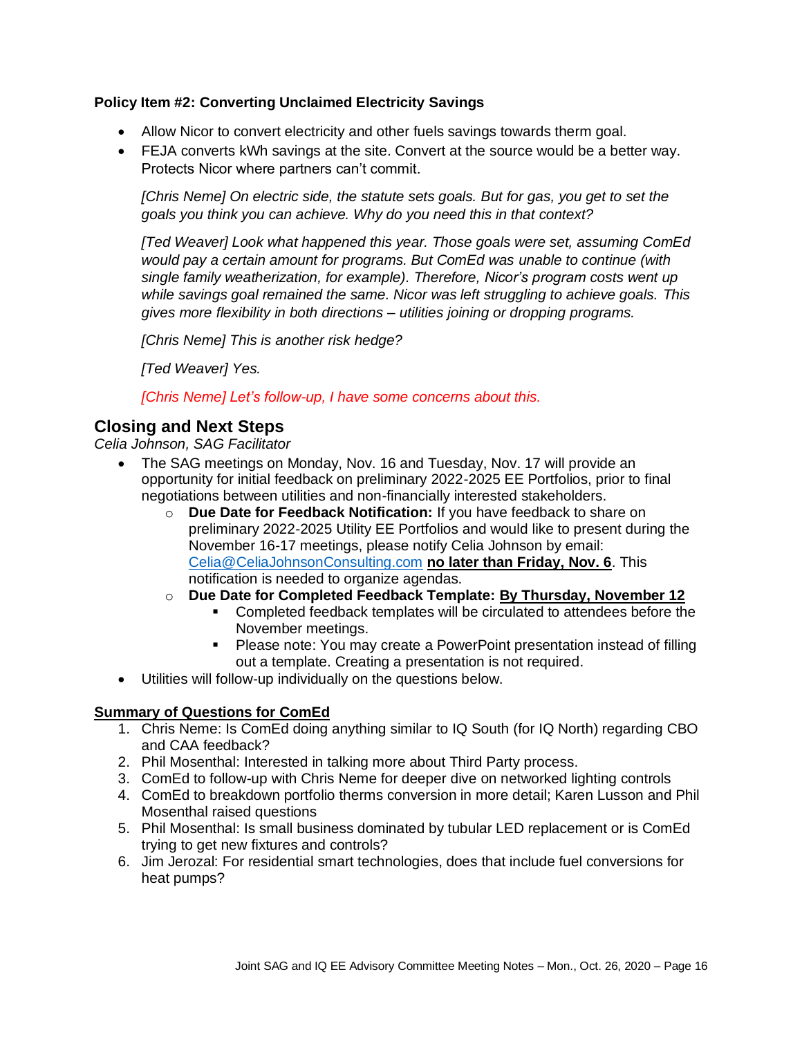**Policy Item #2: Converting Unclaimed Electricity Savings**

- Allow Nicor to convert electricity and other fuels savings towards therm goal.
- FEJA converts kWh savings at the site. Convert at the source would be a better way. Protects Nicor where partners can't commit.

  *[Chris Neme] On electric side, the statute sets goals. But for gas, you get to set the goals you think you can achieve. Why do you need this in that context?*

  *[Ted Weaver] Look what happened this year. Those goals were set, assuming ComEd would pay a certain amount for programs. But ComEd was unable to continue (with single family weatherization, for example). Therefore, Nicor's program costs went up while savings goal remained the same. Nicor was left struggling to achieve goals. This gives more flexibility in both directions – utilities joining or dropping programs.*

  *[Chris Neme] This is another risk hedge?*

  *[Ted Weaver] Yes.*

  *[Chris Neme] Let's follow-up, I have some concerns about this.*

## Closing and Next Steps

*Celia Johnson, SAG Facilitator*

- The SAG meetings on Monday, Nov. 16 and Tuesday, Nov. 17 will provide an opportunity for initial feedback on preliminary 2022-2025 EE Portfolios, prior to final negotiations between utilities and non-financially interested stakeholders.
  - **Due Date for Feedback Notification:** If you have feedback to share on preliminary 2022-2025 Utility EE Portfolios and would like to present during the November 16-17 meetings, please notify Celia Johnson by email: Celia@CeliaJohnsonConsulting.com **no later than Friday, Nov. 6**. This notification is needed to organize agendas.
  - **Due Date for Completed Feedback Template: By Thursday, November 12**
    - Completed feedback templates will be circulated to attendees before the November meetings.
    - Please note: You may create a PowerPoint presentation instead of filling out a template. Creating a presentation is not required.
- Utilities will follow-up individually on the questions below.

**Summary of Questions for ComEd**

1. Chris Neme: Is ComEd doing anything similar to IQ South (for IQ North) regarding CBO and CAA feedback?
2. Phil Mosenthal: Interested in talking more about Third Party process.
3. ComEd to follow-up with Chris Neme for deeper dive on networked lighting controls
4. ComEd to breakdown portfolio therms conversion in more detail; Karen Lusson and Phil Mosenthal raised questions
5. Phil Mosenthal: Is small business dominated by tubular LED replacement or is ComEd trying to get new fixtures and controls?
6. Jim Jerozal: For residential smart technologies, does that include fuel conversions for heat pumps?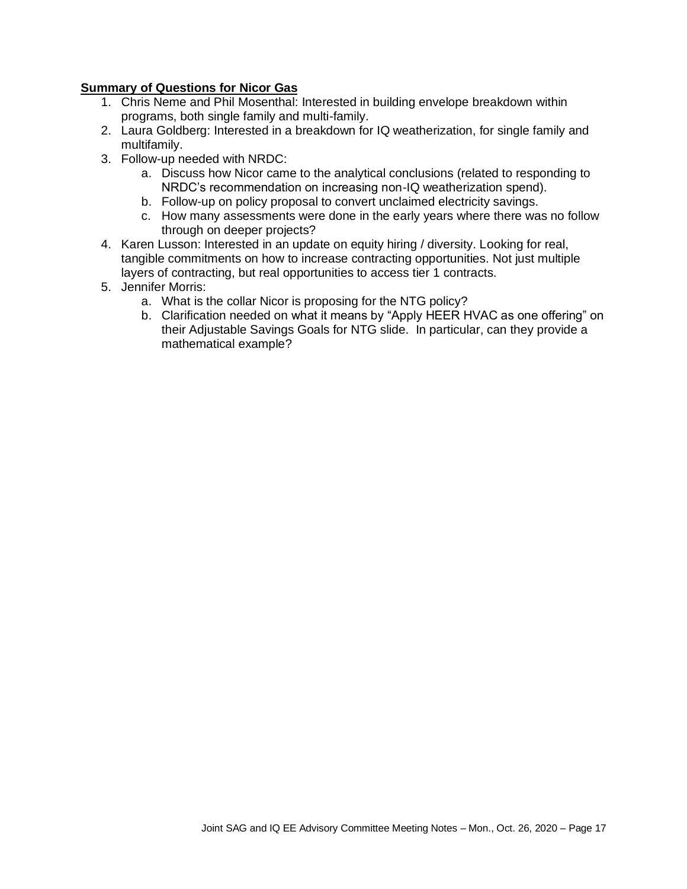**Summary of Questions for Nicor Gas**

1. Chris Neme and Phil Mosenthal: Interested in building envelope breakdown within programs, both single family and multi-family.
2. Laura Goldberg: Interested in a breakdown for IQ weatherization, for single family and multifamily.
3. Follow-up needed with NRDC:
   a. Discuss how Nicor came to the analytical conclusions (related to responding to NRDC's recommendation on increasing non-IQ weatherization spend).
   b. Follow-up on policy proposal to convert unclaimed electricity savings.
   c. How many assessments were done in the early years where there was no follow through on deeper projects?
4. Karen Lusson: Interested in an update on equity hiring / diversity. Looking for real, tangible commitments on how to increase contracting opportunities. Not just multiple layers of contracting, but real opportunities to access tier 1 contracts.
5. Jennifer Morris:
   a. What is the collar Nicor is proposing for the NTG policy?
   b. Clarification needed on what it means by "Apply HEER HVAC as one offering" on their Adjustable Savings Goals for NTG slide. In particular, can they provide a mathematical example?